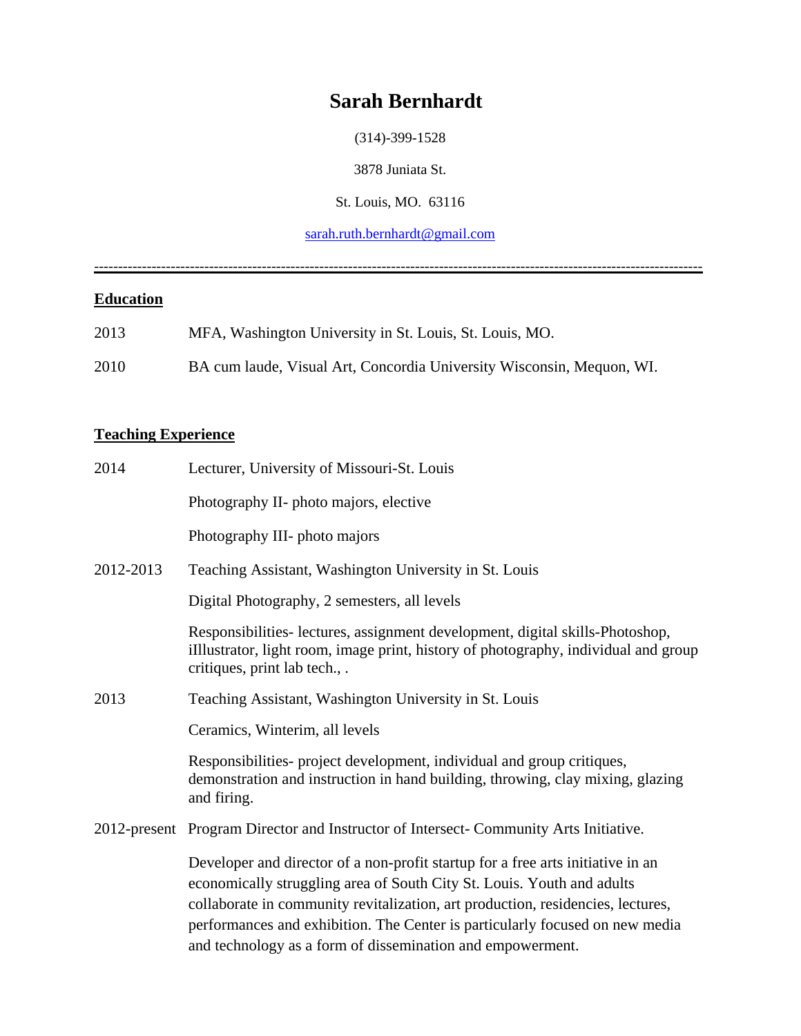# Sarah Bernhardt

(314)-399-1528

3878 Juniata St.

St. Louis, MO. 63116

sarah.ruth.bernhardt@gmail.com

---

## Education

2013 MFA, Washington University in St. Louis, St. Louis, MO.

2010 BA cum laude, Visual Art, Concordia University Wisconsin, Mequon, WI.

## Teaching Experience

2014 Lecturer, University of Missouri-St. Louis

Photography II- photo majors, elective

Photography III- photo majors

2012-2013 Teaching Assistant, Washington University in St. Louis

Digital Photography, 2 semesters, all levels

Responsibilities- lectures, assignment development, digital skills-Photoshop, iIllustrator, light room, image print, history of photography, individual and group critiques, print lab tech., .

2013 Teaching Assistant, Washington University in St. Louis

Ceramics, Winterim, all levels

Responsibilities- project development, individual and group critiques, demonstration and instruction in hand building, throwing, clay mixing, glazing and firing.

2012-present Program Director and Instructor of Intersect- Community Arts Initiative.

Developer and director of a non-profit startup for a free arts initiative in an economically struggling area of South City St. Louis. Youth and adults collaborate in community revitalization, art production, residencies, lectures, performances and exhibition. The Center is particularly focused on new media and technology as a form of dissemination and empowerment.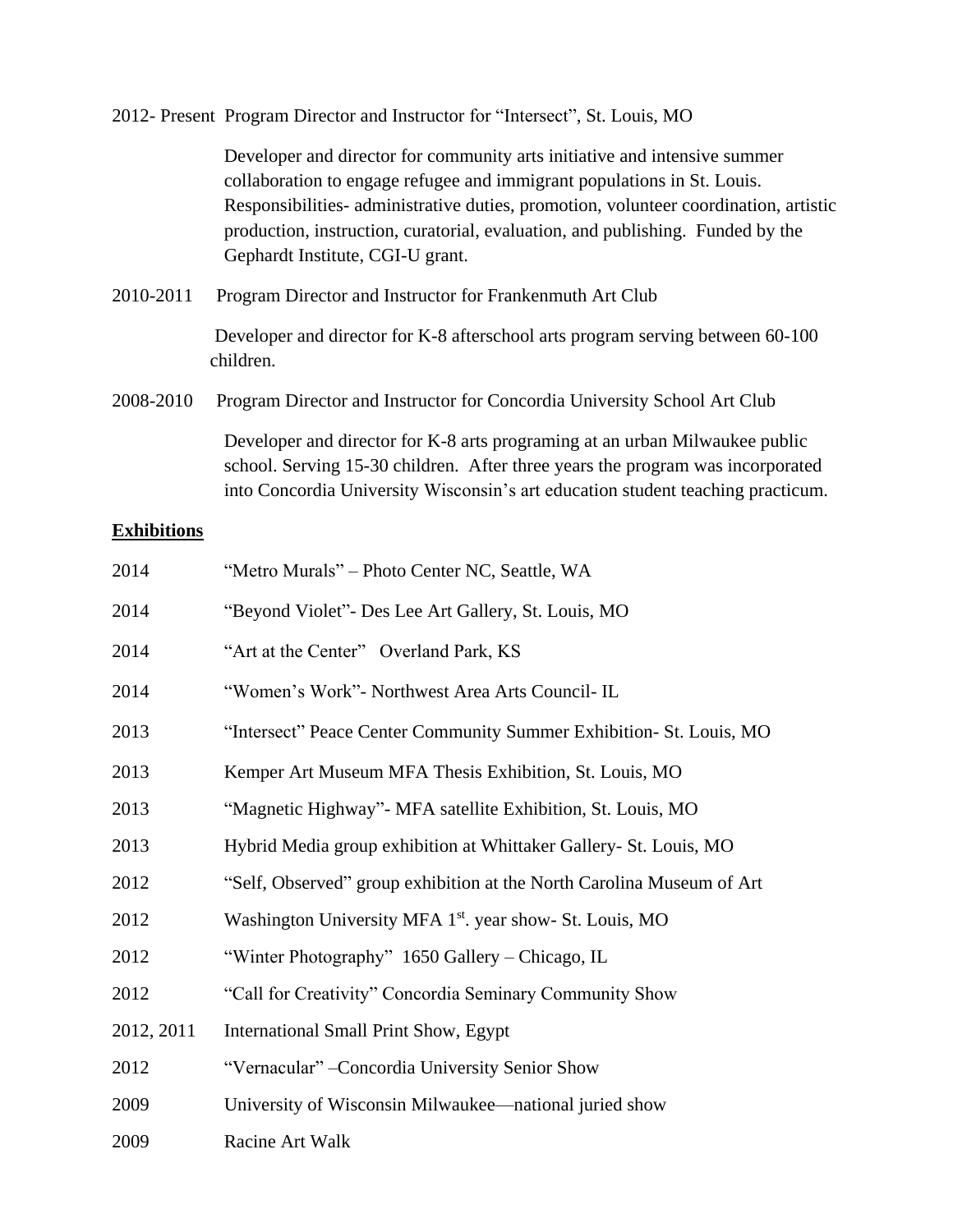2012- Present Program Director and Instructor for "Intersect", St. Louis, MO

Developer and director for community arts initiative and intensive summer collaboration to engage refugee and immigrant populations in St. Louis. Responsibilities- administrative duties, promotion, volunteer coordination, artistic production, instruction, curatorial, evaluation, and publishing. Funded by the Gephardt Institute, CGI-U grant.

2010-2011 Program Director and Instructor for Frankenmuth Art Club

Developer and director for K-8 afterschool arts program serving between 60-100 children.

2008-2010 Program Director and Instructor for Concordia University School Art Club

Developer and director for K-8 arts programing at an urban Milwaukee public school. Serving 15-30 children. After three years the program was incorporated into Concordia University Wisconsin's art education student teaching practicum.

## Exhibitions

2014 "Metro Murals" – Photo Center NC, Seattle, WA

2014 "Beyond Violet"- Des Lee Art Gallery, St. Louis, MO

2014 "Art at the Center" Overland Park, KS

2014 "Women's Work"- Northwest Area Arts Council- IL

2013 "Intersect" Peace Center Community Summer Exhibition- St. Louis, MO

2013 Kemper Art Museum MFA Thesis Exhibition, St. Louis, MO

2013 "Magnetic Highway"- MFA satellite Exhibition, St. Louis, MO

2013 Hybrid Media group exhibition at Whittaker Gallery- St. Louis, MO

2012 "Self, Observed" group exhibition at the North Carolina Museum of Art

2012 Washington University MFA 1st. year show- St. Louis, MO

2012 "Winter Photography" 1650 Gallery – Chicago, IL

2012 "Call for Creativity" Concordia Seminary Community Show

2012, 2011 International Small Print Show, Egypt

2012 "Vernacular" –Concordia University Senior Show

2009 University of Wisconsin Milwaukee—national juried show

2009 Racine Art Walk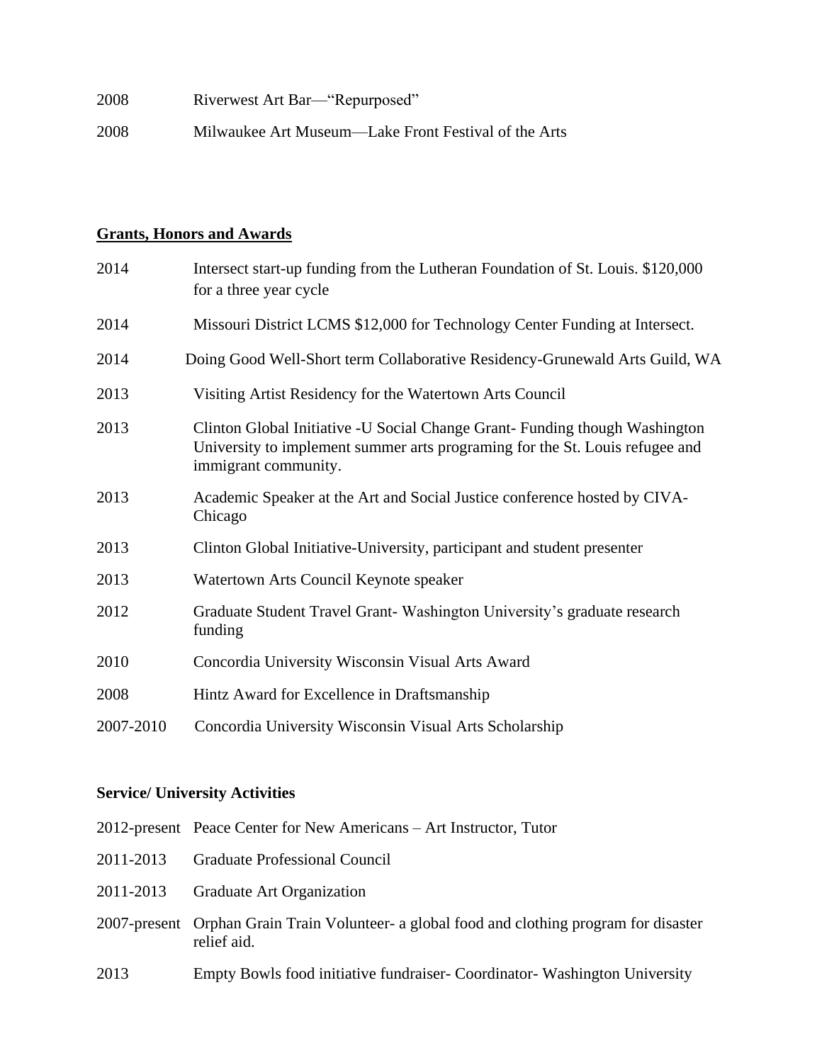2008 Riverwest Art Bar—“Repurposed”

2008 Milwaukee Art Museum—Lake Front Festival of the Arts

## **Grants, Honors and Awards**

2014 Intersect start-up funding from the Lutheran Foundation of St. Louis. $120,000 for a three year cycle

2014 Missouri District LCMS $12,000 for Technology Center Funding at Intersect.

2014 Doing Good Well-Short term Collaborative Residency-Grunewald Arts Guild, WA

2013 Visiting Artist Residency for the Watertown Arts Council

2013 Clinton Global Initiative -U Social Change Grant- Funding though Washington University to implement summer arts programing for the St. Louis refugee and immigrant community.

2013 Academic Speaker at the Art and Social Justice conference hosted by CIVA-Chicago

2013 Clinton Global Initiative-University, participant and student presenter

2013 Watertown Arts Council Keynote speaker

2012 Graduate Student Travel Grant- Washington University’s graduate research funding

2010 Concordia University Wisconsin Visual Arts Award

2008 Hintz Award for Excellence in Draftsmanship

2007-2010 Concordia University Wisconsin Visual Arts Scholarship

## **Service/ University Activities**

2012-present Peace Center for New Americans – Art Instructor, Tutor

2011-2013 Graduate Professional Council

2011-2013 Graduate Art Organization

2007-present Orphan Grain Train Volunteer- a global food and clothing program for disaster relief aid.

2013 Empty Bowls food initiative fundraiser- Coordinator- Washington University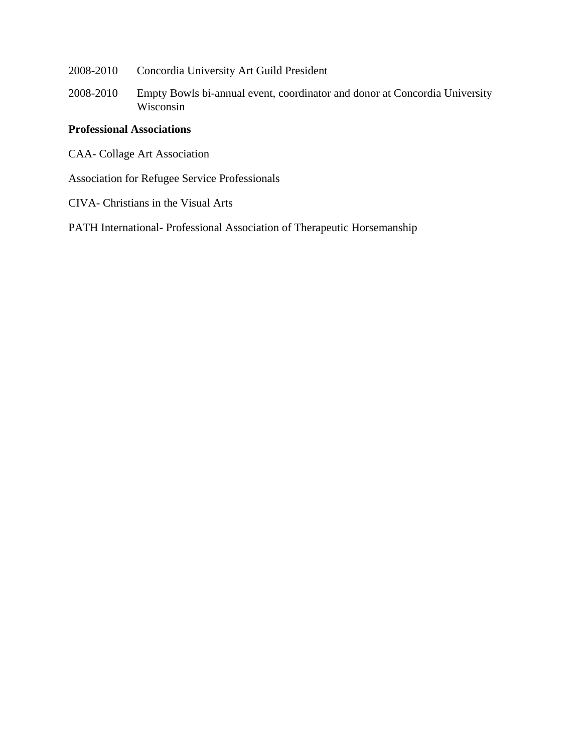2008-2010 Concordia University Art Guild President

2008-2010 Empty Bowls bi-annual event, coordinator and donor at Concordia University Wisconsin

**Professional Associations**

CAA- Collage Art Association

Association for Refugee Service Professionals

CIVA- Christians in the Visual Arts

PATH International- Professional Association of Therapeutic Horsemanship